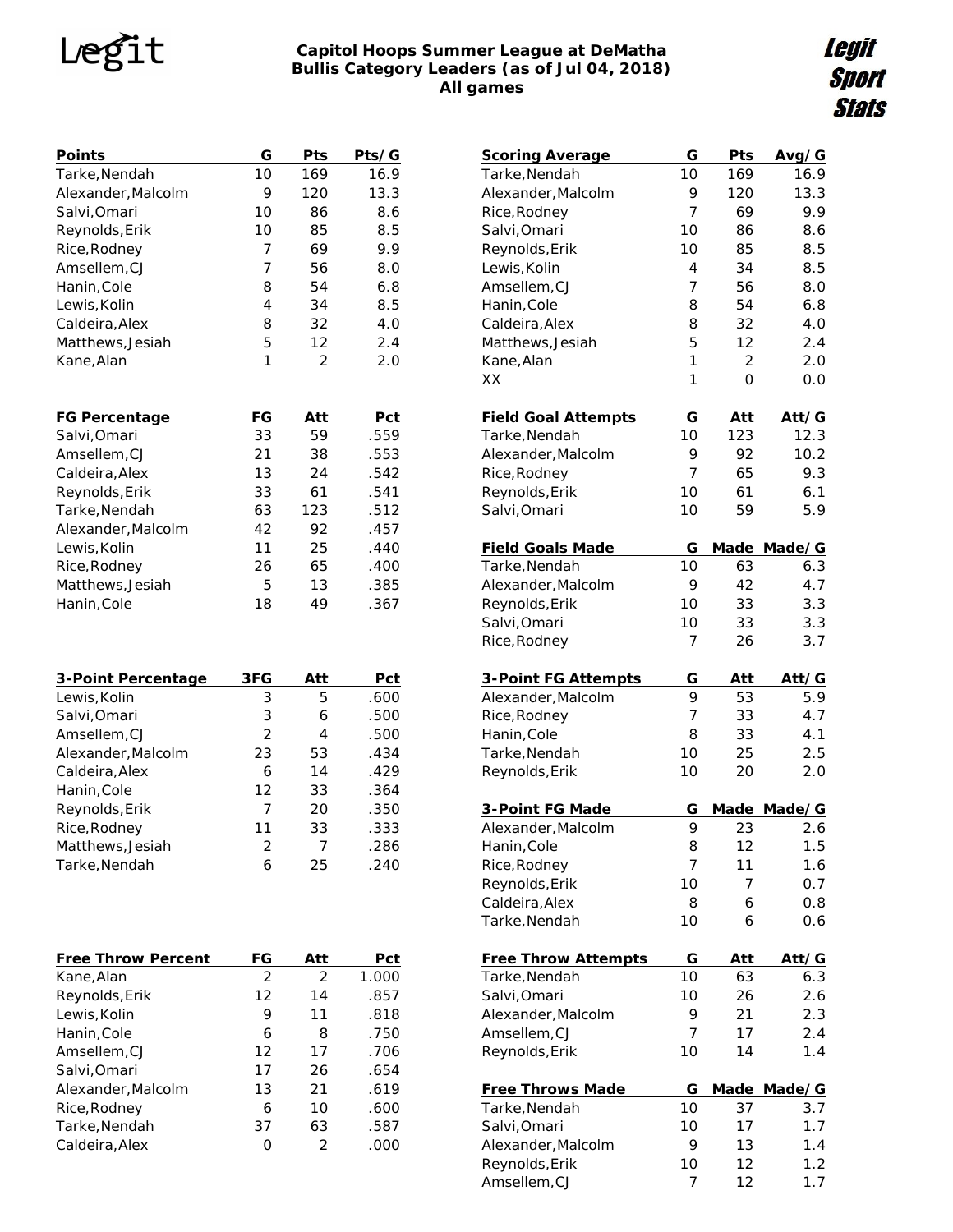# Capitol Hoops Summer League at DeMatha
## Bullis Category Leaders (as of Jul 04, 2018)
### All games

Legit Sport Stats

| Points | G | Pts | Pts/G |
|---|---|---|---|
| Tarke,Nendah | 10 | 169 | 16.9 |
| Alexander,Malcolm | 9 | 120 | 13.3 |
| Salvi,Omari | 10 | 86 | 8.6 |
| Reynolds,Erik | 10 | 85 | 8.5 |
| Rice,Rodney | 7 | 69 | 9.9 |
| Amsellem,CJ | 7 | 56 | 8.0 |
| Hanin,Cole | 8 | 54 | 6.8 |
| Lewis,Kolin | 4 | 34 | 8.5 |
| Caldeira,Alex | 8 | 32 | 4.0 |
| Matthews,Jesiah | 5 | 12 | 2.4 |
| Kane,Alan | 1 | 2 | 2.0 |

| Scoring Average | G | Pts | Avg/G |
|---|---|---|---|
| Tarke,Nendah | 10 | 169 | 16.9 |
| Alexander,Malcolm | 9 | 120 | 13.3 |
| Rice,Rodney | 7 | 69 | 9.9 |
| Salvi,Omari | 10 | 86 | 8.6 |
| Reynolds,Erik | 10 | 85 | 8.5 |
| Lewis,Kolin | 4 | 34 | 8.5 |
| Amsellem,CJ | 7 | 56 | 8.0 |
| Hanin,Cole | 8 | 54 | 6.8 |
| Caldeira,Alex | 8 | 32 | 4.0 |
| Matthews,Jesiah | 5 | 12 | 2.4 |
| Kane,Alan | 1 | 2 | 2.0 |
| XX | 1 | 0 | 0.0 |

| FG Percentage | FG | Att | Pct |
|---|---|---|---|
| Salvi,Omari | 33 | 59 | .559 |
| Amsellem,CJ | 21 | 38 | .553 |
| Caldeira,Alex | 13 | 24 | .542 |
| Reynolds,Erik | 33 | 61 | .541 |
| Tarke,Nendah | 63 | 123 | .512 |
| Alexander,Malcolm | 42 | 92 | .457 |
| Lewis,Kolin | 11 | 25 | .440 |
| Rice,Rodney | 26 | 65 | .400 |
| Matthews,Jesiah | 5 | 13 | .385 |
| Hanin,Cole | 18 | 49 | .367 |

| Field Goal Attempts | G | Att | Att/G |
|---|---|---|---|
| Tarke,Nendah | 10 | 123 | 12.3 |
| Alexander,Malcolm | 9 | 92 | 10.2 |
| Rice,Rodney | 7 | 65 | 9.3 |
| Reynolds,Erik | 10 | 61 | 6.1 |
| Salvi,Omari | 10 | 59 | 5.9 |

| Field Goals Made | G | Made | Made/G |
|---|---|---|---|
| Tarke,Nendah | 10 | 63 | 6.3 |
| Alexander,Malcolm | 9 | 42 | 4.7 |
| Reynolds,Erik | 10 | 33 | 3.3 |
| Salvi,Omari | 10 | 33 | 3.3 |
| Rice,Rodney | 7 | 26 | 3.7 |

| 3-Point Percentage | 3FG | Att | Pct |
|---|---|---|---|
| Lewis,Kolin | 3 | 5 | .600 |
| Salvi,Omari | 3 | 6 | .500 |
| Amsellem,CJ | 2 | 4 | .500 |
| Alexander,Malcolm | 23 | 53 | .434 |
| Caldeira,Alex | 6 | 14 | .429 |
| Hanin,Cole | 12 | 33 | .364 |
| Reynolds,Erik | 7 | 20 | .350 |
| Rice,Rodney | 11 | 33 | .333 |
| Matthews,Jesiah | 2 | 7 | .286 |
| Tarke,Nendah | 6 | 25 | .240 |

| 3-Point FG Attempts | G | Att | Att/G |
|---|---|---|---|
| Alexander,Malcolm | 9 | 53 | 5.9 |
| Rice,Rodney | 7 | 33 | 4.7 |
| Hanin,Cole | 8 | 33 | 4.1 |
| Tarke,Nendah | 10 | 25 | 2.5 |
| Reynolds,Erik | 10 | 20 | 2.0 |

| 3-Point FG Made | G | Made | Made/G |
|---|---|---|---|
| Alexander,Malcolm | 9 | 23 | 2.6 |
| Hanin,Cole | 8 | 12 | 1.5 |
| Rice,Rodney | 7 | 11 | 1.6 |
| Reynolds,Erik | 10 | 7 | 0.7 |
| Caldeira,Alex | 8 | 6 | 0.8 |
| Tarke,Nendah | 10 | 6 | 0.6 |

| Free Throw Percent | FG | Att | Pct |
|---|---|---|---|
| Kane,Alan | 2 | 2 | 1.000 |
| Reynolds,Erik | 12 | 14 | .857 |
| Lewis,Kolin | 9 | 11 | .818 |
| Hanin,Cole | 6 | 8 | .750 |
| Amsellem,CJ | 12 | 17 | .706 |
| Salvi,Omari | 17 | 26 | .654 |
| Alexander,Malcolm | 13 | 21 | .619 |
| Rice,Rodney | 6 | 10 | .600 |
| Tarke,Nendah | 37 | 63 | .587 |
| Caldeira,Alex | 0 | 2 | .000 |

| Free Throw Attempts | G | Att | Att/G |
|---|---|---|---|
| Tarke,Nendah | 10 | 63 | 6.3 |
| Salvi,Omari | 10 | 26 | 2.6 |
| Alexander,Malcolm | 9 | 21 | 2.3 |
| Amsellem,CJ | 7 | 17 | 2.4 |
| Reynolds,Erik | 10 | 14 | 1.4 |

| Free Throws Made | G | Made | Made/G |
|---|---|---|---|
| Tarke,Nendah | 10 | 37 | 3.7 |
| Salvi,Omari | 10 | 17 | 1.7 |
| Alexander,Malcolm | 9 | 13 | 1.4 |
| Reynolds,Erik | 10 | 12 | 1.2 |
| Amsellem,CJ | 7 | 12 | 1.7 |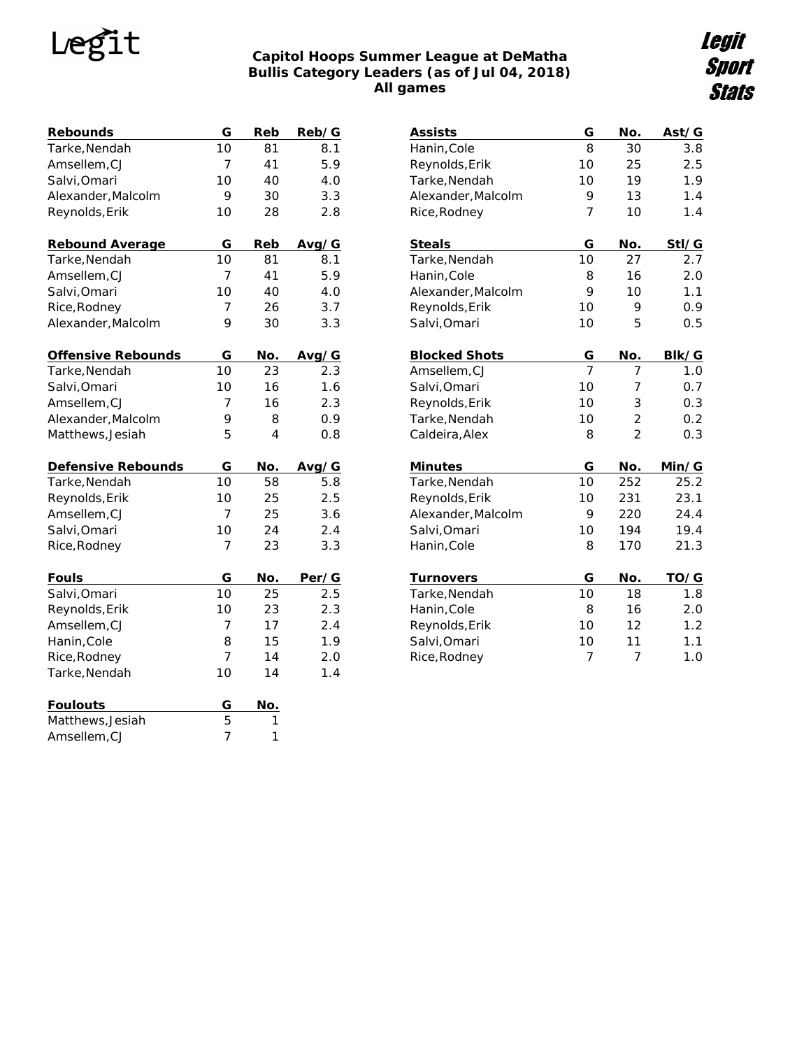**Capitol Hoops Summer League at DeMatha**
**Bullis Category Leaders (as of Jul 04, 2018)**
**All games**

| Rebounds | G | Reb | Reb/G |
|---|---|---|---|
| Tarke,Nendah | 10 | 81 | 8.1 |
| Amsellem,CJ | 7 | 41 | 5.9 |
| Salvi,Omari | 10 | 40 | 4.0 |
| Alexander,Malcolm | 9 | 30 | 3.3 |
| Reynolds,Erik | 10 | 28 | 2.8 |

| Rebound Average | G | Reb | Avg/G |
|---|---|---|---|
| Tarke,Nendah | 10 | 81 | 8.1 |
| Amsellem,CJ | 7 | 41 | 5.9 |
| Salvi,Omari | 10 | 40 | 4.0 |
| Rice,Rodney | 7 | 26 | 3.7 |
| Alexander,Malcolm | 9 | 30 | 3.3 |

| Offensive Rebounds | G | No. | Avg/G |
|---|---|---|---|
| Tarke,Nendah | 10 | 23 | 2.3 |
| Salvi,Omari | 10 | 16 | 1.6 |
| Amsellem,CJ | 7 | 16 | 2.3 |
| Alexander,Malcolm | 9 | 8 | 0.9 |
| Matthews,Jesiah | 5 | 4 | 0.8 |

| Defensive Rebounds | G | No. | Avg/G |
|---|---|---|---|
| Tarke,Nendah | 10 | 58 | 5.8 |
| Reynolds,Erik | 10 | 25 | 2.5 |
| Amsellem,CJ | 7 | 25 | 3.6 |
| Salvi,Omari | 10 | 24 | 2.4 |
| Rice,Rodney | 7 | 23 | 3.3 |

| Fouls | G | No. | Per/G |
|---|---|---|---|
| Salvi,Omari | 10 | 25 | 2.5 |
| Reynolds,Erik | 10 | 23 | 2.3 |
| Amsellem,CJ | 7 | 17 | 2.4 |
| Hanin,Cole | 8 | 15 | 1.9 |
| Rice,Rodney | 7 | 14 | 2.0 |
| Tarke,Nendah | 10 | 14 | 1.4 |

| Foulouts | G | No. |
|---|---|---|
| Matthews,Jesiah | 5 | 1 |
| Amsellem,CJ | 7 | 1 |

| Assists | G | No. | Ast/G |
|---|---|---|---|
| Hanin,Cole | 8 | 30 | 3.8 |
| Reynolds,Erik | 10 | 25 | 2.5 |
| Tarke,Nendah | 10 | 19 | 1.9 |
| Alexander,Malcolm | 9 | 13 | 1.4 |
| Rice,Rodney | 7 | 10 | 1.4 |

| Steals | G | No. | Stl/G |
|---|---|---|---|
| Tarke,Nendah | 10 | 27 | 2.7 |
| Hanin,Cole | 8 | 16 | 2.0 |
| Alexander,Malcolm | 9 | 10 | 1.1 |
| Reynolds,Erik | 10 | 9 | 0.9 |
| Salvi,Omari | 10 | 5 | 0.5 |

| Blocked Shots | G | No. | Blk/G |
|---|---|---|---|
| Amsellem,CJ | 7 | 7 | 1.0 |
| Salvi,Omari | 10 | 7 | 0.7 |
| Reynolds,Erik | 10 | 3 | 0.3 |
| Tarke,Nendah | 10 | 2 | 0.2 |
| Caldeira,Alex | 8 | 2 | 0.3 |

| Minutes | G | No. | Min/G |
|---|---|---|---|
| Tarke,Nendah | 10 | 252 | 25.2 |
| Reynolds,Erik | 10 | 231 | 23.1 |
| Alexander,Malcolm | 9 | 220 | 24.4 |
| Salvi,Omari | 10 | 194 | 19.4 |
| Hanin,Cole | 8 | 170 | 21.3 |

| Turnovers | G | No. | TO/G |
|---|---|---|---|
| Tarke,Nendah | 10 | 18 | 1.8 |
| Hanin,Cole | 8 | 16 | 2.0 |
| Reynolds,Erik | 10 | 12 | 1.2 |
| Salvi,Omari | 10 | 11 | 1.1 |
| Rice,Rodney | 7 | 7 | 1.0 |